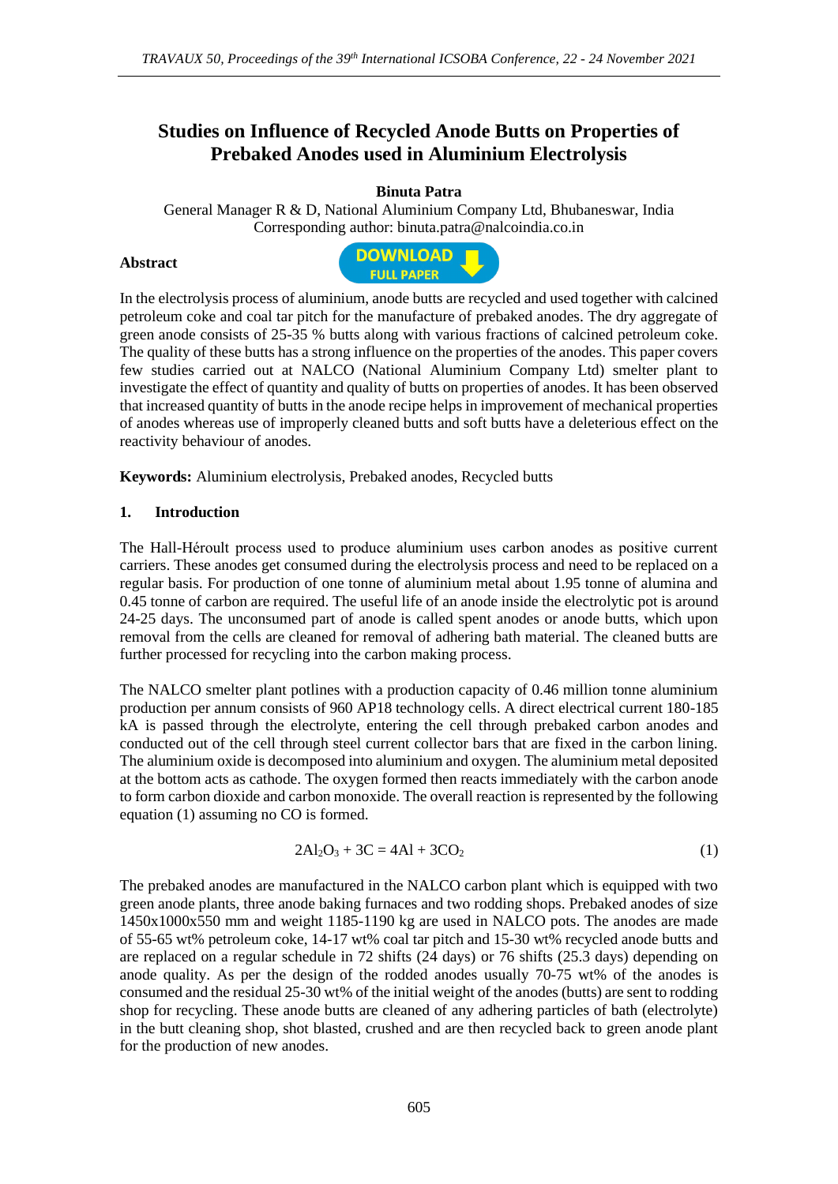# Studies on Influence of Recycled Anode Butts on Properties of Prebaked Anodes used in Aluminium Electrolysis

**Binuta Patra**

General Manager R & D, National Aluminium Company Ltd, Bhubaneswar, India

Corresponding author: binuta.patra@nalcoindia.co.in

**Abstract**

In the electrolysis process of aluminium, anode butts are recycled and used together with calcined petroleum coke and coal tar pitch for the manufacture of prebaked anodes. The dry aggregate of green anode consists of 25-35 % butts along with various fractions of calcined petroleum coke. The quality of these butts has a strong influence on the properties of the anodes. This paper covers few studies carried out at NALCO (National Aluminium Company Ltd) smelter plant to investigate the effect of quantity and quality of butts on properties of anodes. It has been observed that increased quantity of butts in the anode recipe helps in improvement of mechanical properties of anodes whereas use of improperly cleaned butts and soft butts have a deleterious effect on the reactivity behaviour of anodes.

**Keywords:** Aluminium electrolysis, Prebaked anodes, Recycled butts

## 1. Introduction

The Hall-Héroult process used to produce aluminium uses carbon anodes as positive current carriers. These anodes get consumed during the electrolysis process and need to be replaced on a regular basis. For production of one tonne of aluminium metal about 1.95 tonne of alumina and 0.45 tonne of carbon are required. The useful life of an anode inside the electrolytic pot is around 24-25 days. The unconsumed part of anode is called spent anodes or anode butts, which upon removal from the cells are cleaned for removal of adhering bath material. The cleaned butts are further processed for recycling into the carbon making process.

The NALCO smelter plant potlines with a production capacity of 0.46 million tonne aluminium production per annum consists of 960 AP18 technology cells. A direct electrical current 180-185 kA is passed through the electrolyte, entering the cell through prebaked carbon anodes and conducted out of the cell through steel current collector bars that are fixed in the carbon lining. The aluminium oxide is decomposed into aluminium and oxygen. The aluminium metal deposited at the bottom acts as cathode. The oxygen formed then reacts immediately with the carbon anode to form carbon dioxide and carbon monoxide. The overall reaction is represented by the following equation (1) assuming no CO is formed.

$$2Al_2O_3 + 3C = 4Al + 3CO_2 \tag{1}$$

The prebaked anodes are manufactured in the NALCO carbon plant which is equipped with two green anode plants, three anode baking furnaces and two rodding shops. Prebaked anodes of size 1450x1000x550 mm and weight 1185-1190 kg are used in NALCO pots. The anodes are made of 55-65 wt% petroleum coke, 14-17 wt% coal tar pitch and 15-30 wt% recycled anode butts and are replaced on a regular schedule in 72 shifts (24 days) or 76 shifts (25.3 days) depending on anode quality. As per the design of the rodded anodes usually 70-75 wt% of the anodes is consumed and the residual 25-30 wt% of the initial weight of the anodes (butts) are sent to rodding shop for recycling. These anode butts are cleaned of any adhering particles of bath (electrolyte) in the butt cleaning shop, shot blasted, crushed and are then recycled back to green anode plant for the production of new anodes.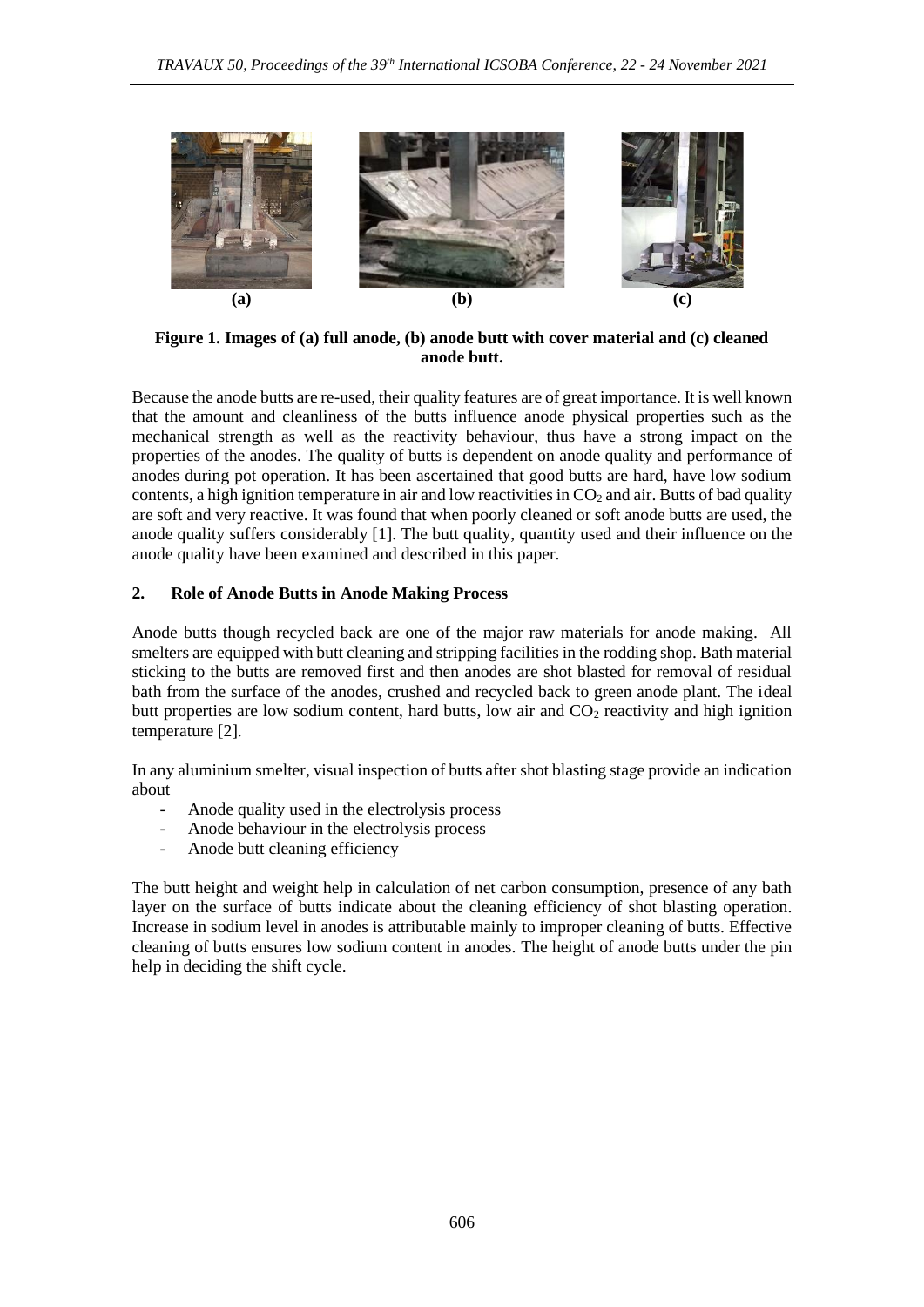**Figure 1. Images of (a) full anode, (b) anode butt with cover material and (c) cleaned anode butt.**

Because the anode butts are re-used, their quality features are of great importance. It is well known that the amount and cleanliness of the butts influence anode physical properties such as the mechanical strength as well as the reactivity behaviour, thus have a strong impact on the properties of the anodes. The quality of butts is dependent on anode quality and performance of anodes during pot operation. It has been ascertained that good butts are hard, have low sodium contents, a high ignition temperature in air and low reactivities in $CO_2$ and air. Butts of bad quality are soft and very reactive. It was found that when poorly cleaned or soft anode butts are used, the anode quality suffers considerably [1]. The butt quality, quantity used and their influence on the anode quality have been examined and described in this paper.

## 2. Role of Anode Butts in Anode Making Process

Anode butts though recycled back are one of the major raw materials for anode making. All smelters are equipped with butt cleaning and stripping facilities in the rodding shop. Bath material sticking to the butts are removed first and then anodes are shot blasted for removal of residual bath from the surface of the anodes, crushed and recycled back to green anode plant. The ideal butt properties are low sodium content, hard butts, low air and $CO_2$ reactivity and high ignition temperature [2].

In any aluminium smelter, visual inspection of butts after shot blasting stage provide an indication about

- Anode quality used in the electrolysis process
- Anode behaviour in the electrolysis process
- Anode butt cleaning efficiency

The butt height and weight help in calculation of net carbon consumption, presence of any bath layer on the surface of butts indicate about the cleaning efficiency of shot blasting operation. Increase in sodium level in anodes is attributable mainly to improper cleaning of butts. Effective cleaning of butts ensures low sodium content in anodes. The height of anode butts under the pin help in deciding the shift cycle.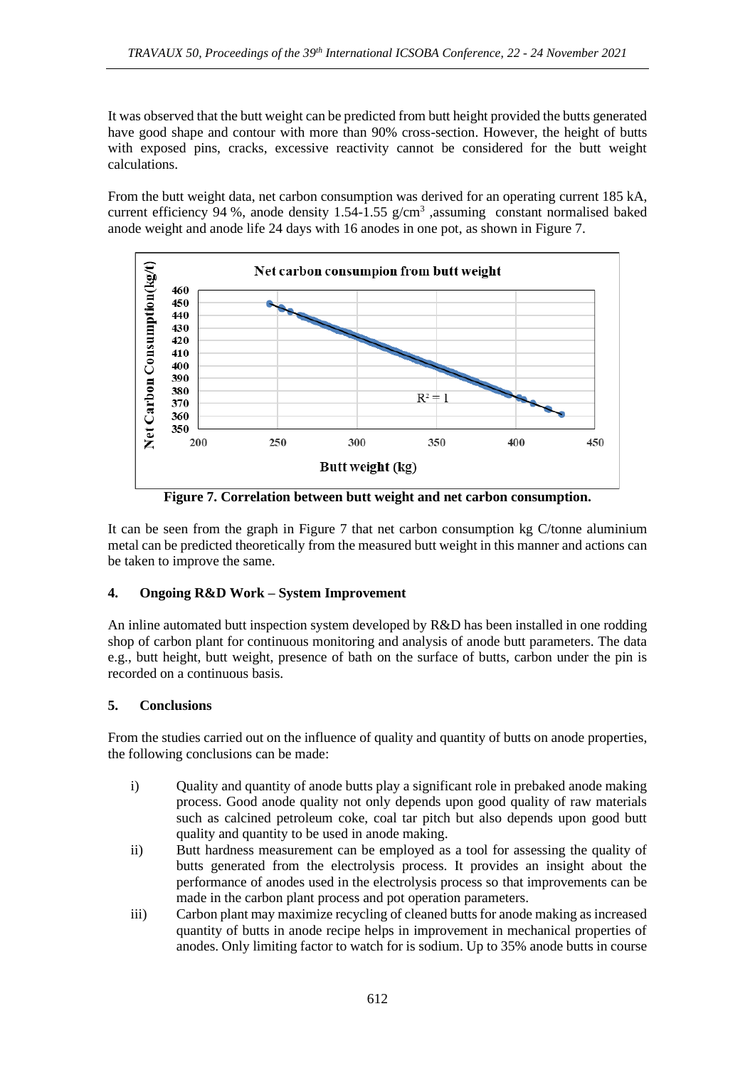It was observed that the butt weight can be predicted from butt height provided the butts generated have good shape and contour with more than 90% cross-section. However, the height of butts with exposed pins, cracks, excessive reactivity cannot be considered for the butt weight calculations.

From the butt weight data, net carbon consumption was derived for an operating current 185 kA, current efficiency 94 %, anode density 1.54-1.55 g/cm$^3$ ,assuming constant normalised baked anode weight and anode life 24 days with 16 anodes in one pot, as shown in Figure 7.

**Figure 7. Correlation between butt weight and net carbon consumption.**

It can be seen from the graph in Figure 7 that net carbon consumption kg C/tonne aluminium metal can be predicted theoretically from the measured butt weight in this manner and actions can be taken to improve the same.

## 4. Ongoing R&D Work – System Improvement

An inline automated butt inspection system developed by R&D has been installed in one rodding shop of carbon plant for continuous monitoring and analysis of anode butt parameters. The data e.g., butt height, butt weight, presence of bath on the surface of butts, carbon under the pin is recorded on a continuous basis.

## 5. Conclusions

From the studies carried out on the influence of quality and quantity of butts on anode properties, the following conclusions can be made:

i) Quality and quantity of anode butts play a significant role in prebaked anode making process. Good anode quality not only depends upon good quality of raw materials such as calcined petroleum coke, coal tar pitch but also depends upon good butt quality and quantity to be used in anode making.

ii) Butt hardness measurement can be employed as a tool for assessing the quality of butts generated from the electrolysis process. It provides an insight about the performance of anodes used in the electrolysis process so that improvements can be made in the carbon plant process and pot operation parameters.

iii) Carbon plant may maximize recycling of cleaned butts for anode making as increased quantity of butts in anode recipe helps in improvement in mechanical properties of anodes. Only limiting factor to watch for is sodium. Up to 35% anode butts in course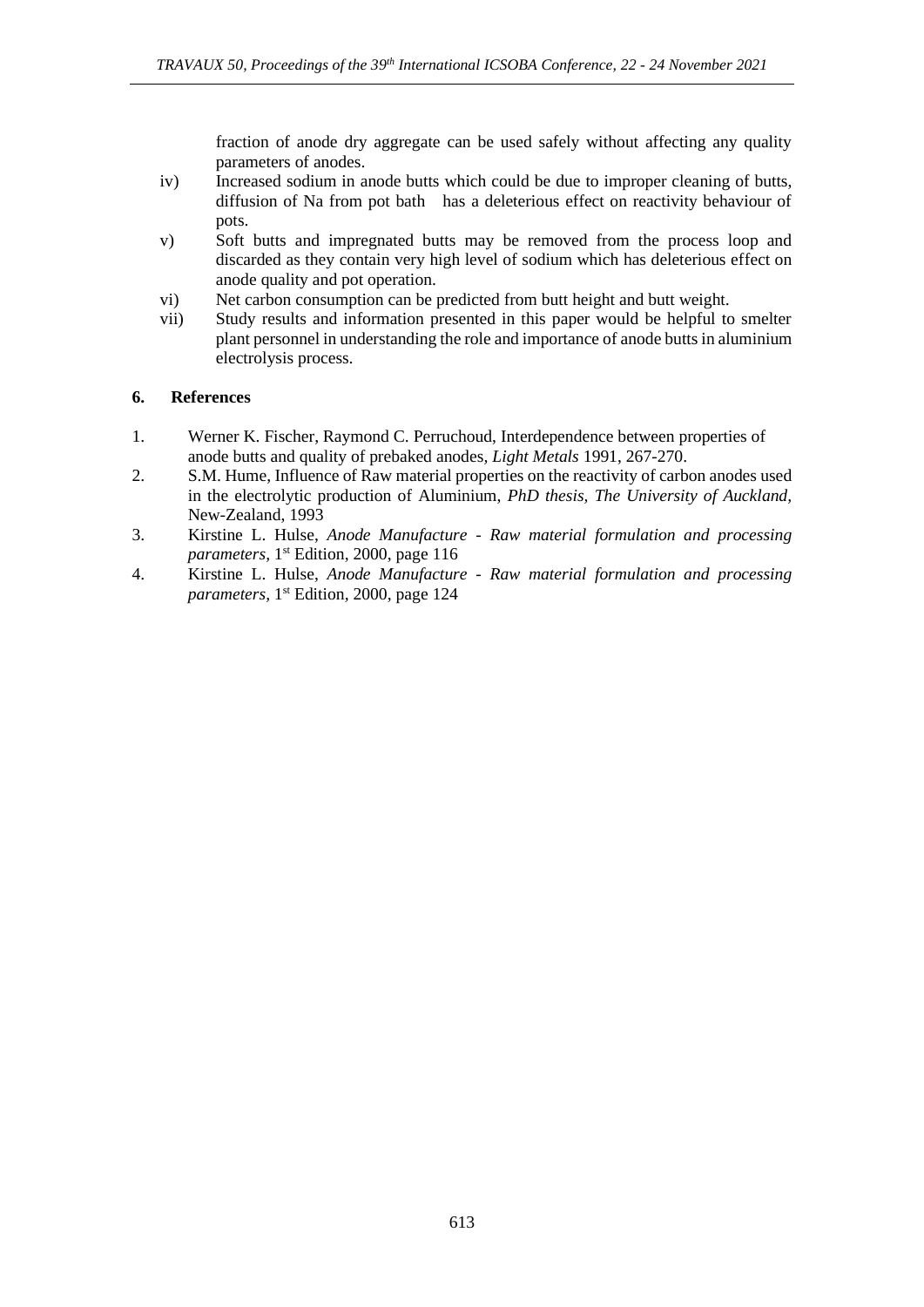fraction of anode dry aggregate can be used safely without affecting any quality parameters of anodes.

iv) Increased sodium in anode butts which could be due to improper cleaning of butts, diffusion of Na from pot bath has a deleterious effect on reactivity behaviour of pots.

v) Soft butts and impregnated butts may be removed from the process loop and discarded as they contain very high level of sodium which has deleterious effect on anode quality and pot operation.

vi) Net carbon consumption can be predicted from butt height and butt weight.

vii) Study results and information presented in this paper would be helpful to smelter plant personnel in understanding the role and importance of anode butts in aluminium electrolysis process.

## 6. References

1. Werner K. Fischer, Raymond C. Perruchoud, Interdependence between properties of anode butts and quality of prebaked anodes, *Light Metals* 1991, 267-270.
2. S.M. Hume, Influence of Raw material properties on the reactivity of carbon anodes used in the electrolytic production of Aluminium, *PhD thesis, The University of Auckland*, New-Zealand, 1993
3. Kirstine L. Hulse, *Anode Manufacture - Raw material formulation and processing parameters*, 1st Edition, 2000, page 116
4. Kirstine L. Hulse, *Anode Manufacture - Raw material formulation and processing parameters*, 1st Edition, 2000, page 124